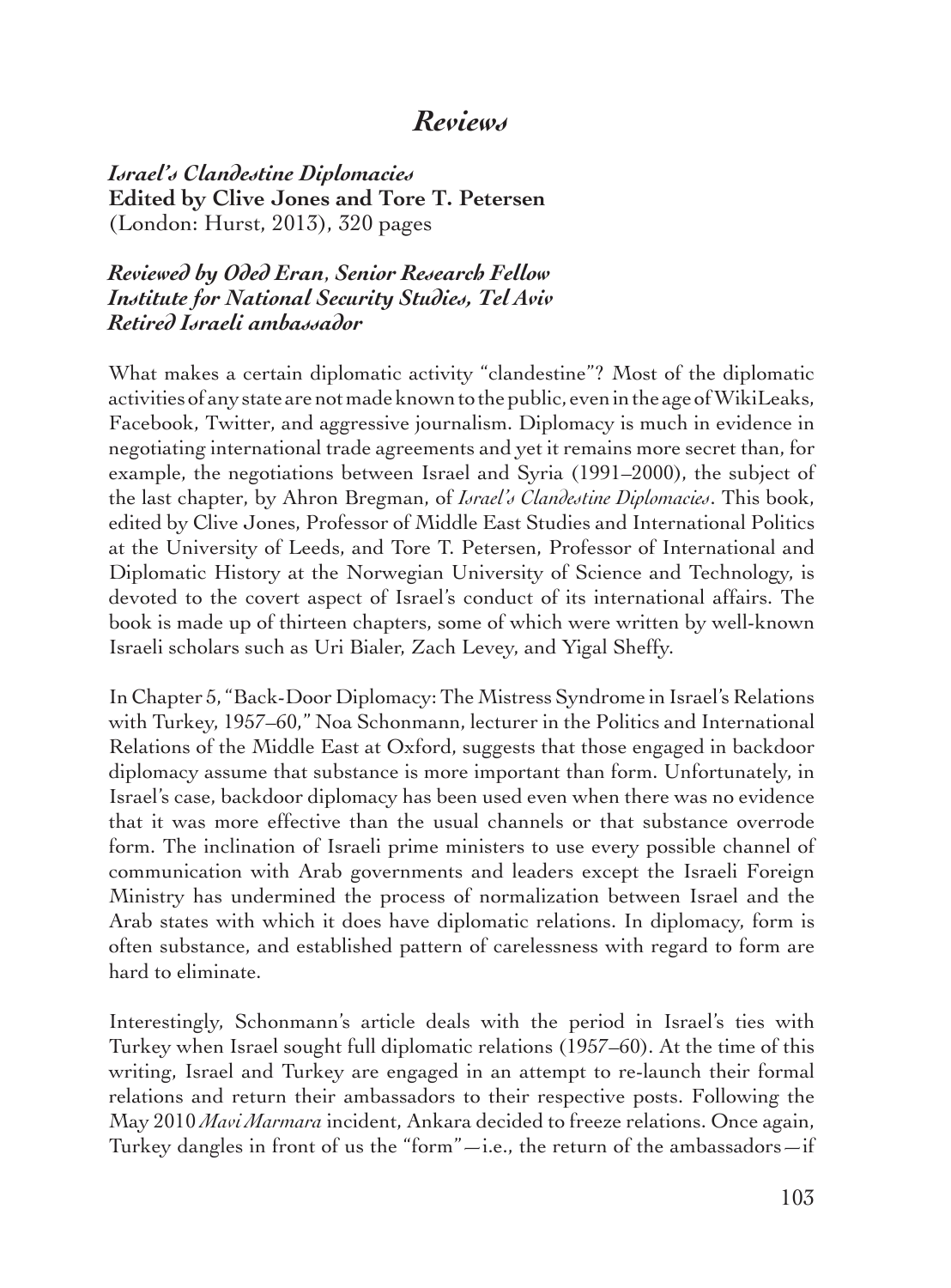# *Reviews*

***Israel's Clandestine Diplomacies***
**Edited by Clive Jones and Tore T. Petersen**
(London: Hurst, 2013), 320 pages

***Reviewed by Oded Eran, Senior Research Fellow***
***Institute for National Security Studies, Tel Aviv***
***Retired Israeli ambassador***

What makes a certain diplomatic activity "clandestine"? Most of the diplomatic activities of any state are not made known to the public, even in the age of WikiLeaks, Facebook, Twitter, and aggressive journalism. Diplomacy is much in evidence in negotiating international trade agreements and yet it remains more secret than, for example, the negotiations between Israel and Syria (1991–2000), the subject of the last chapter, by Ahron Bregman, of *Israel's Clandestine Diplomacies*. This book, edited by Clive Jones, Professor of Middle East Studies and International Politics at the University of Leeds, and Tore T. Petersen, Professor of International and Diplomatic History at the Norwegian University of Science and Technology, is devoted to the covert aspect of Israel's conduct of its international affairs. The book is made up of thirteen chapters, some of which were written by well-known Israeli scholars such as Uri Bialer, Zach Levey, and Yigal Sheffy.

In Chapter 5, "Back-Door Diplomacy: The Mistress Syndrome in Israel's Relations with Turkey, 1957–60," Noa Schonmann, lecturer in the Politics and International Relations of the Middle East at Oxford, suggests that those engaged in backdoor diplomacy assume that substance is more important than form. Unfortunately, in Israel's case, backdoor diplomacy has been used even when there was no evidence that it was more effective than the usual channels or that substance overrode form. The inclination of Israeli prime ministers to use every possible channel of communication with Arab governments and leaders except the Israeli Foreign Ministry has undermined the process of normalization between Israel and the Arab states with which it does have diplomatic relations. In diplomacy, form is often substance, and established pattern of carelessness with regard to form are hard to eliminate.

Interestingly, Schonmann's article deals with the period in Israel's ties with Turkey when Israel sought full diplomatic relations (1957–60). At the time of this writing, Israel and Turkey are engaged in an attempt to re-launch their formal relations and return their ambassadors to their respective posts. Following the May 2010 *Mavi Marmara* incident, Ankara decided to freeze relations. Once again, Turkey dangles in front of us the "form"—i.e., the return of the ambassadors—if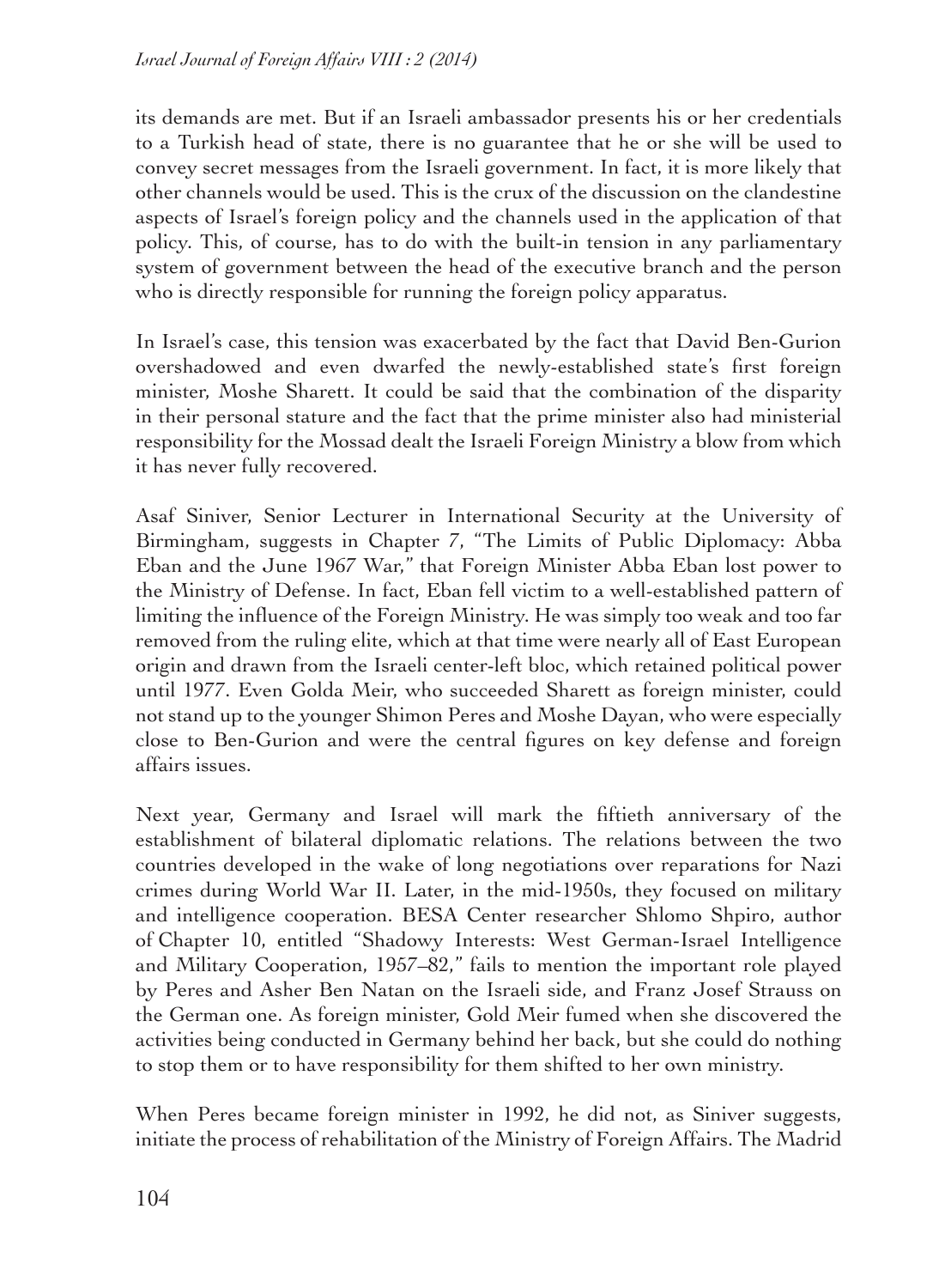its demands are met. But if an Israeli ambassador presents his or her credentials to a Turkish head of state, there is no guarantee that he or she will be used to convey secret messages from the Israeli government. In fact, it is more likely that other channels would be used. This is the crux of the discussion on the clandestine aspects of Israel's foreign policy and the channels used in the application of that policy. This, of course, has to do with the built-in tension in any parliamentary system of government between the head of the executive branch and the person who is directly responsible for running the foreign policy apparatus.

In Israel's case, this tension was exacerbated by the fact that David Ben-Gurion overshadowed and even dwarfed the newly-established state's first foreign minister, Moshe Sharett. It could be said that the combination of the disparity in their personal stature and the fact that the prime minister also had ministerial responsibility for the Mossad dealt the Israeli Foreign Ministry a blow from which it has never fully recovered.

Asaf Siniver, Senior Lecturer in International Security at the University of Birmingham, suggests in Chapter 7, "The Limits of Public Diplomacy: Abba Eban and the June 1967 War," that Foreign Minister Abba Eban lost power to the Ministry of Defense. In fact, Eban fell victim to a well-established pattern of limiting the influence of the Foreign Ministry. He was simply too weak and too far removed from the ruling elite, which at that time were nearly all of East European origin and drawn from the Israeli center-left bloc, which retained political power until 1977. Even Golda Meir, who succeeded Sharett as foreign minister, could not stand up to the younger Shimon Peres and Moshe Dayan, who were especially close to Ben-Gurion and were the central figures on key defense and foreign affairs issues.

Next year, Germany and Israel will mark the fiftieth anniversary of the establishment of bilateral diplomatic relations. The relations between the two countries developed in the wake of long negotiations over reparations for Nazi crimes during World War II. Later, in the mid-1950s, they focused on military and intelligence cooperation. BESA Center researcher Shlomo Shpiro, author of Chapter 10, entitled "Shadowy Interests: West German-Israel Intelligence and Military Cooperation, 1957–82," fails to mention the important role played by Peres and Asher Ben Natan on the Israeli side, and Franz Josef Strauss on the German one. As foreign minister, Gold Meir fumed when she discovered the activities being conducted in Germany behind her back, but she could do nothing to stop them or to have responsibility for them shifted to her own ministry.

When Peres became foreign minister in 1992, he did not, as Siniver suggests, initiate the process of rehabilitation of the Ministry of Foreign Affairs. The Madrid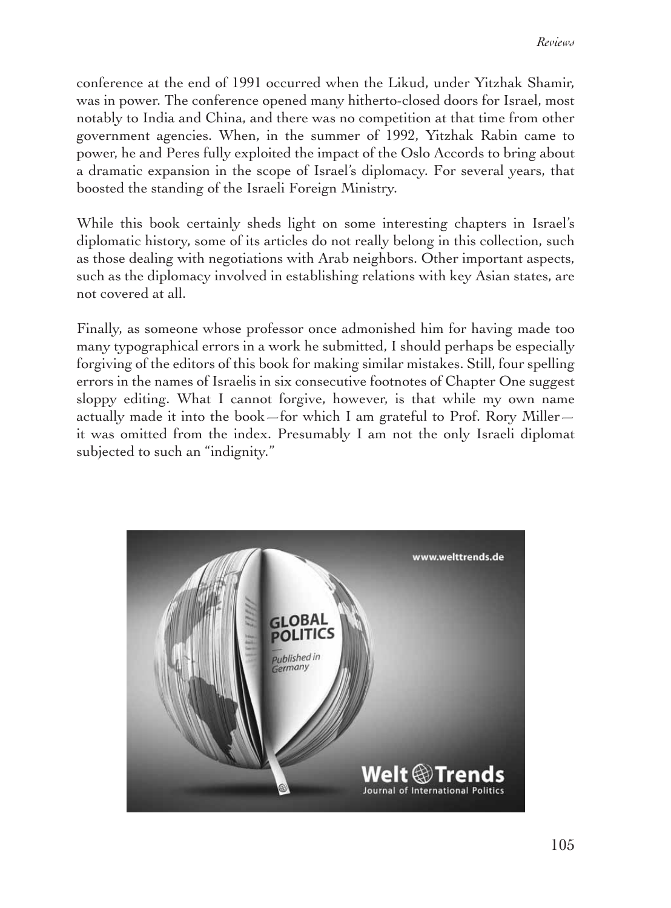conference at the end of 1991 occurred when the Likud, under Yitzhak Shamir, was in power. The conference opened many hitherto-closed doors for Israel, most notably to India and China, and there was no competition at that time from other government agencies. When, in the summer of 1992, Yitzhak Rabin came to power, he and Peres fully exploited the impact of the Oslo Accords to bring about a dramatic expansion in the scope of Israel's diplomacy. For several years, that boosted the standing of the Israeli Foreign Ministry.

While this book certainly sheds light on some interesting chapters in Israel's diplomatic history, some of its articles do not really belong in this collection, such as those dealing with negotiations with Arab neighbors. Other important aspects, such as the diplomacy involved in establishing relations with key Asian states, are not covered at all.

Finally, as someone whose professor once admonished him for having made too many typographical errors in a work he submitted, I should perhaps be especially forgiving of the editors of this book for making similar mistakes. Still, four spelling errors in the names of Israelis in six consecutive footnotes of Chapter One suggest sloppy editing. What I cannot forgive, however, is that while my own name actually made it into the book—for which I am grateful to Prof. Rory Miller—it was omitted from the index. Presumably I am not the only Israeli diplomat subjected to such an "indignity."